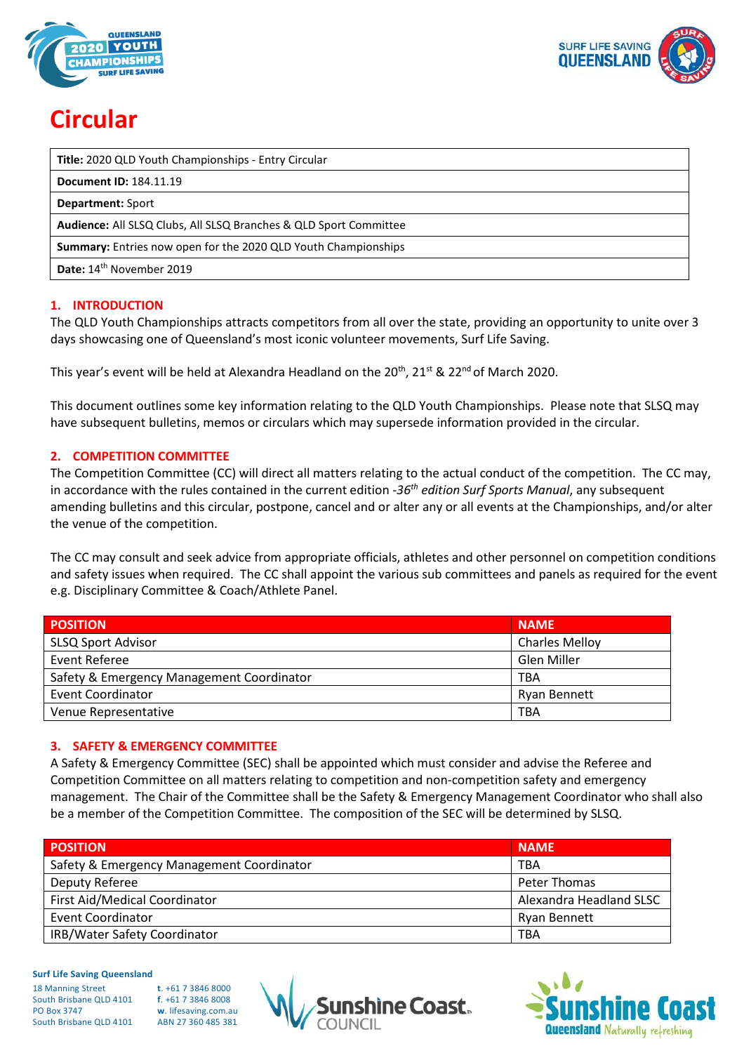# Circular

| **Title:** 2020 QLD Youth Championships - Entry Circular |
|---|
| **Document ID:** 184.11.19 |
| **Department:** Sport |
| **Audience:** All SLSQ Clubs, All SLSQ Branches & QLD Sport Committee |
| **Summary:** Entries now open for the 2020 QLD Youth Championships |
| **Date:** 14th November 2019 |

## 1. INTRODUCTION

The QLD Youth Championships attracts competitors from all over the state, providing an opportunity to unite over 3 days showcasing one of Queensland's most iconic volunteer movements, Surf Life Saving.

This year's event will be held at Alexandra Headland on the 20th, 21st & 22nd of March 2020.

This document outlines some key information relating to the QLD Youth Championships. Please note that SLSQ may have subsequent bulletins, memos or circulars which may supersede information provided in the circular.

## 2. COMPETITION COMMITTEE

The Competition Committee (CC) will direct all matters relating to the actual conduct of the competition. The CC may, in accordance with the rules contained in the current edition -*36th edition Surf Sports Manual*, any subsequent amending bulletins and this circular, postpone, cancel and or alter any or all events at the Championships, and/or alter the venue of the competition.

The CC may consult and seek advice from appropriate officials, athletes and other personnel on competition conditions and safety issues when required. The CC shall appoint the various sub committees and panels as required for the event e.g. Disciplinary Committee & Coach/Athlete Panel.

| POSITION | NAME |
|---|---|
| SLSQ Sport Advisor | Charles Melloy |
| Event Referee | Glen Miller |
| Safety & Emergency Management Coordinator | TBA |
| Event Coordinator | Ryan Bennett |
| Venue Representative | TBA |

## 3. SAFETY & EMERGENCY COMMITTEE

A Safety & Emergency Committee (SEC) shall be appointed which must consider and advise the Referee and Competition Committee on all matters relating to competition and non-competition safety and emergency management. The Chair of the Committee shall be the Safety & Emergency Management Coordinator who shall also be a member of the Competition Committee. The composition of the SEC will be determined by SLSQ.

| POSITION | NAME |
|---|---|
| Safety & Emergency Management Coordinator | TBA |
| Deputy Referee | Peter Thomas |
| First Aid/Medical Coordinator | Alexandra Headland SLSC |
| Event Coordinator | Ryan Bennett |
| IRB/Water Safety Coordinator | TBA |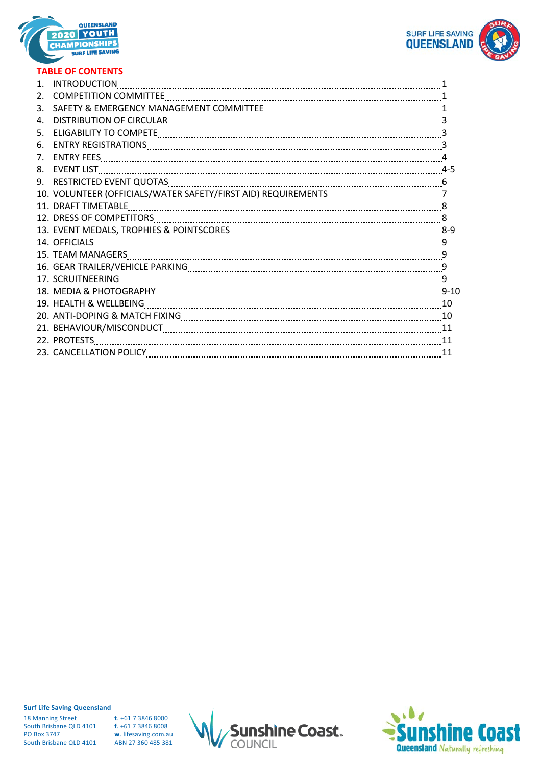## TABLE OF CONTENTS

| | |
|---|---|
| 1. INTRODUCTION | 1 |
| 2. COMPETITION COMMITTEE | 1 |
| 3. SAFETY & EMERGENCY MANAGEMENT COMMITTEE | 1 |
| 4. DISTRIBUTION OF CIRCULAR | 3 |
| 5. ELIGABILITY TO COMPETE | 3 |
| 6. ENTRY REGISTRATIONS | 3 |
| 7. ENTRY FEES | 4 |
| 8. EVENT LIST | 4-5 |
| 9. RESTRICTED EVENT QUOTAS | 6 |
| 10. VOLUNTEER (OFFICIALS/WATER SAFETY/FIRST AID) REQUIREMENTS | 7 |
| 11. DRAFT TIMETABLE | 8 |
| 12. DRESS OF COMPETITORS | 8 |
| 13. EVENT MEDALS, TROPHIES & POINTSCORES | 8-9 |
| 14. OFFICIALS | 9 |
| 15. TEAM MANAGERS | 9 |
| 16. GEAR TRAILER/VEHICLE PARKING | 9 |
| 17. SCRUITNEERING | 9 |
| 18. MEDIA & PHOTOGRAPHY | 9-10 |
| 19. HEALTH & WELLBEING | 10 |
| 20. ANTI-DOPING & MATCH FIXING | 10 |
| 21. BEHAVIOUR/MISCONDUCT | 11 |
| 22. PROTESTS | 11 |
| 23. CANCELLATION POLICY | 11 |

**Surf Life Saving Queensland**
18 Manning Street
South Brisbane QLD 4101
PO Box 3747
South Brisbane QLD 4101

**t**. +61 7 3846 8000
**f**. +61 7 3846 8008
**w**. lifesaving.com.au
ABN 27 360 485 381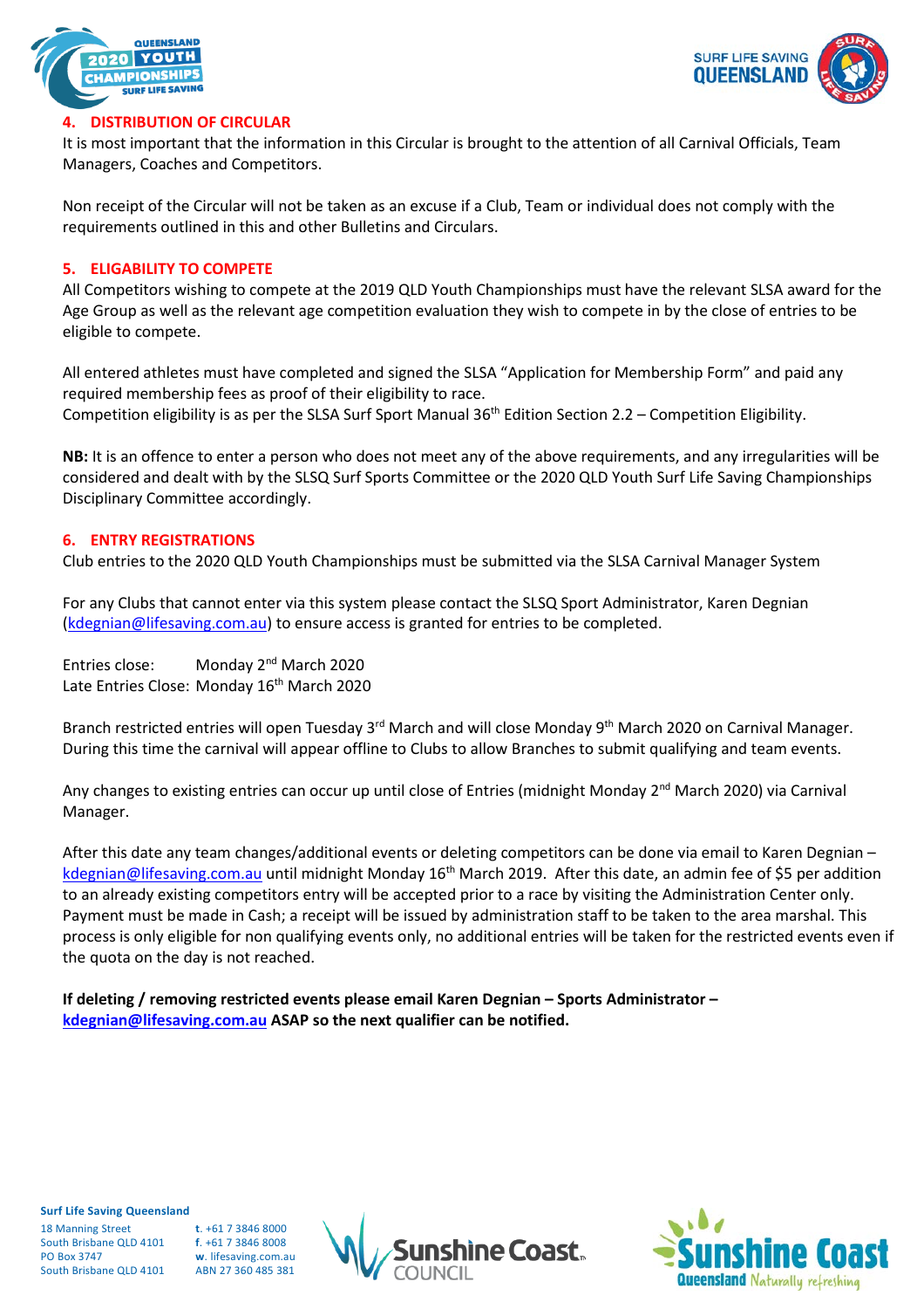## 4. DISTRIBUTION OF CIRCULAR

It is most important that the information in this Circular is brought to the attention of all Carnival Officials, Team Managers, Coaches and Competitors.

Non receipt of the Circular will not be taken as an excuse if a Club, Team or individual does not comply with the requirements outlined in this and other Bulletins and Circulars.

## 5. ELIGABILITY TO COMPETE

All Competitors wishing to compete at the 2019 QLD Youth Championships must have the relevant SLSA award for the Age Group as well as the relevant age competition evaluation they wish to compete in by the close of entries to be eligible to compete.

All entered athletes must have completed and signed the SLSA "Application for Membership Form" and paid any required membership fees as proof of their eligibility to race.
Competition eligibility is as per the SLSA Surf Sport Manual 36th Edition Section 2.2 – Competition Eligibility.

**NB:** It is an offence to enter a person who does not meet any of the above requirements, and any irregularities will be considered and dealt with by the SLSQ Surf Sports Committee or the 2020 QLD Youth Surf Life Saving Championships Disciplinary Committee accordingly.

## 6. ENTRY REGISTRATIONS

Club entries to the 2020 QLD Youth Championships must be submitted via the SLSA Carnival Manager System

For any Clubs that cannot enter via this system please contact the SLSQ Sport Administrator, Karen Degnian (kdegnian@lifesaving.com.au) to ensure access is granted for entries to be completed.

Entries close: Monday 2nd March 2020
Late Entries Close: Monday 16th March 2020

Branch restricted entries will open Tuesday 3rd March and will close Monday 9th March 2020 on Carnival Manager. During this time the carnival will appear offline to Clubs to allow Branches to submit qualifying and team events.

Any changes to existing entries can occur up until close of Entries (midnight Monday 2nd March 2020) via Carnival Manager.

After this date any team changes/additional events or deleting competitors can be done via email to Karen Degnian – kdegnian@lifesaving.com.au until midnight Monday 16th March 2019. After this date, an admin fee of $5 per addition to an already existing competitors entry will be accepted prior to a race by visiting the Administration Center only. Payment must be made in Cash; a receipt will be issued by administration staff to be taken to the area marshal. This process is only eligible for non qualifying events only, no additional entries will be taken for the restricted events even if the quota on the day is not reached.

**If deleting / removing restricted events please email Karen Degnian – Sports Administrator – kdegnian@lifesaving.com.au ASAP so the next qualifier can be notified.**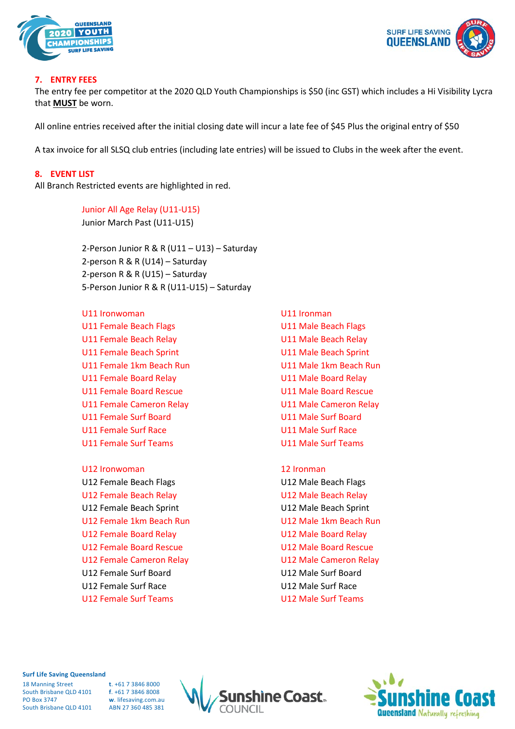## 7. ENTRY FEES

The entry fee per competitor at the 2020 QLD Youth Championships is $50 (inc GST) which includes a Hi Visibility Lycra that **MUST** be worn.

All online entries received after the initial closing date will incur a late fee of $45 Plus the original entry of $50

A tax invoice for all SLSQ club entries (including late entries) will be issued to Clubs in the week after the event.

## 8. EVENT LIST

All Branch Restricted events are highlighted in red.

Junior All Age Relay (U11-U15)
Junior March Past (U11-U15)

2-Person Junior R & R (U11 – U13) – Saturday
2-person R & R (U14) – Saturday
2-person R & R (U15) – Saturday
5-Person Junior R & R (U11-U15) – Saturday

U11 Ironwoman
U11 Female Beach Flags
U11 Female Beach Relay
U11 Female Beach Sprint
U11 Female 1km Beach Run
U11 Female Board Relay
U11 Female Board Rescue
U11 Female Cameron Relay
U11 Female Surf Board
U11 Female Surf Race
U11 Female Surf Teams

U11 Ironman
U11 Male Beach Flags
U11 Male Beach Relay
U11 Male Beach Sprint
U11 Male 1km Beach Run
U11 Male Board Relay
U11 Male Board Rescue
U11 Male Cameron Relay
U11 Male Surf Board
U11 Male Surf Race
U11 Male Surf Teams

U12 Ironwoman
U12 Female Beach Flags
U12 Female Beach Relay
U12 Female Beach Sprint
U12 Female 1km Beach Run
U12 Female Board Relay
U12 Female Board Rescue
U12 Female Cameron Relay
U12 Female Surf Board
U12 Female Surf Race
U12 Female Surf Teams

12 Ironman
U12 Male Beach Flags
U12 Male Beach Relay
U12 Male Beach Sprint
U12 Male 1km Beach Run
U12 Male Board Relay
U12 Male Board Rescue
U12 Male Cameron Relay
U12 Male Surf Board
U12 Male Surf Race
U12 Male Surf Teams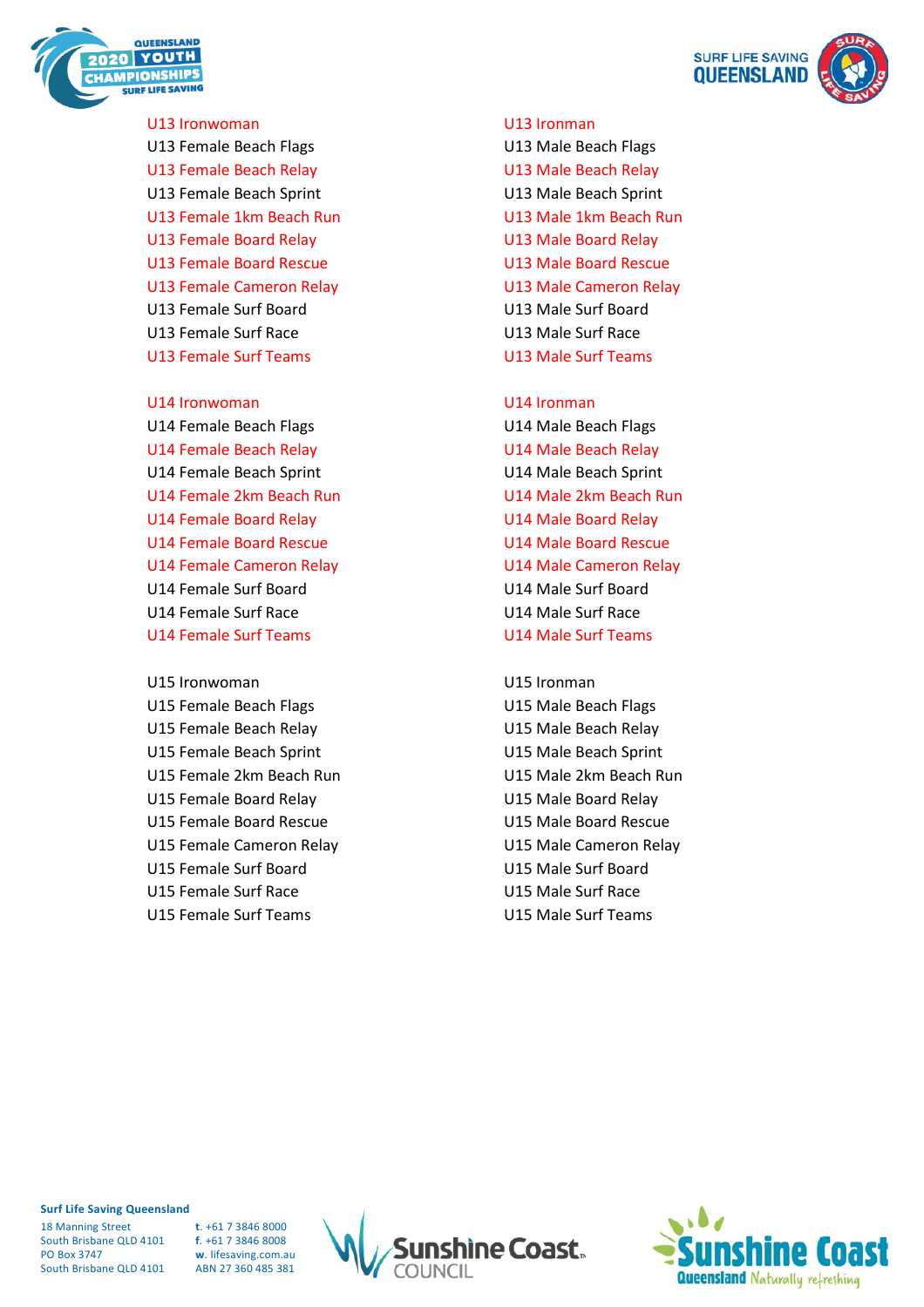U13 Ironwoman
U13 Female Beach Flags
U13 Female Beach Relay
U13 Female Beach Sprint
U13 Female 1km Beach Run
U13 Female Board Relay
U13 Female Board Rescue
U13 Female Cameron Relay
U13 Female Surf Board
U13 Female Surf Race
U13 Female Surf Teams

U14 Ironwoman
U14 Female Beach Flags
U14 Female Beach Relay
U14 Female Beach Sprint
U14 Female 2km Beach Run
U14 Female Board Relay
U14 Female Board Rescue
U14 Female Cameron Relay
U14 Female Surf Board
U14 Female Surf Race
U14 Female Surf Teams

U15 Ironwoman
U15 Female Beach Flags
U15 Female Beach Relay
U15 Female Beach Sprint
U15 Female 2km Beach Run
U15 Female Board Relay
U15 Female Board Rescue
U15 Female Cameron Relay
U15 Female Surf Board
U15 Female Surf Race
U15 Female Surf Teams

U13 Ironman
U13 Male Beach Flags
U13 Male Beach Relay
U13 Male Beach Sprint
U13 Male 1km Beach Run
U13 Male Board Relay
U13 Male Board Rescue
U13 Male Cameron Relay
U13 Male Surf Board
U13 Male Surf Race
U13 Male Surf Teams

U14 Ironman
U14 Male Beach Flags
U14 Male Beach Relay
U14 Male Beach Sprint
U14 Male 2km Beach Run
U14 Male Board Relay
U14 Male Board Rescue
U14 Male Cameron Relay
U14 Male Surf Board
U14 Male Surf Race
U14 Male Surf Teams

U15 Ironman
U15 Male Beach Flags
U15 Male Beach Relay
U15 Male Beach Sprint
U15 Male 2km Beach Run
U15 Male Board Relay
U15 Male Board Rescue
U15 Male Cameron Relay
U15 Male Surf Board
U15 Male Surf Race
U15 Male Surf Teams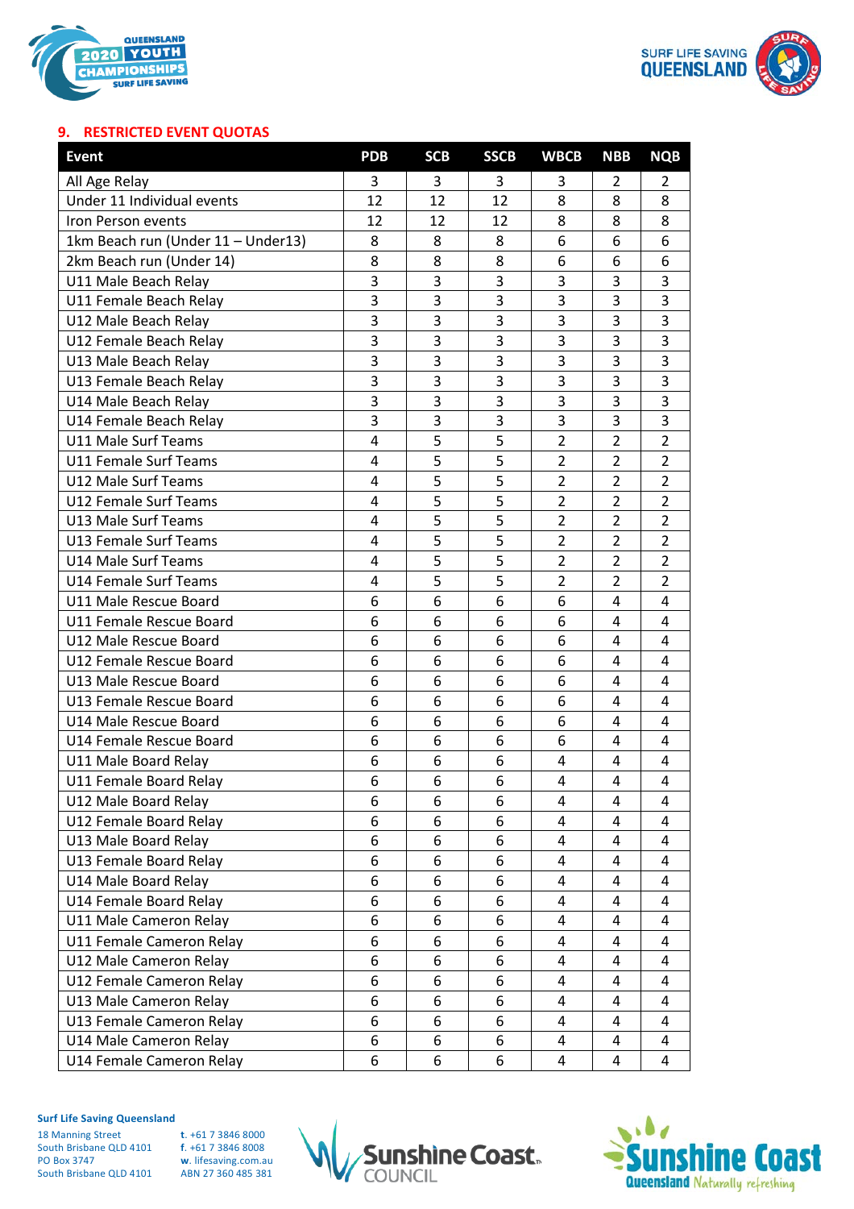## 9. RESTRICTED EVENT QUOTAS

| Event | PDB | SCB | SSCB | WBCB | NBB | NQB |
|---|---|---|---|---|---|---|
| All Age Relay | 3 | 3 | 3 | 3 | 2 | 2 |
| Under 11 Individual events | 12 | 12 | 12 | 8 | 8 | 8 |
| Iron Person events | 12 | 12 | 12 | 8 | 8 | 8 |
| 1km Beach run (Under 11 – Under13) | 8 | 8 | 8 | 6 | 6 | 6 |
| 2km Beach run (Under 14) | 8 | 8 | 8 | 6 | 6 | 6 |
| U11 Male Beach Relay | 3 | 3 | 3 | 3 | 3 | 3 |
| U11 Female Beach Relay | 3 | 3 | 3 | 3 | 3 | 3 |
| U12 Male Beach Relay | 3 | 3 | 3 | 3 | 3 | 3 |
| U12 Female Beach Relay | 3 | 3 | 3 | 3 | 3 | 3 |
| U13 Male Beach Relay | 3 | 3 | 3 | 3 | 3 | 3 |
| U13 Female Beach Relay | 3 | 3 | 3 | 3 | 3 | 3 |
| U14 Male Beach Relay | 3 | 3 | 3 | 3 | 3 | 3 |
| U14 Female Beach Relay | 3 | 3 | 3 | 3 | 3 | 3 |
| U11 Male Surf Teams | 4 | 5 | 5 | 2 | 2 | 2 |
| U11 Female Surf Teams | 4 | 5 | 5 | 2 | 2 | 2 |
| U12 Male Surf Teams | 4 | 5 | 5 | 2 | 2 | 2 |
| U12 Female Surf Teams | 4 | 5 | 5 | 2 | 2 | 2 |
| U13 Male Surf Teams | 4 | 5 | 5 | 2 | 2 | 2 |
| U13 Female Surf Teams | 4 | 5 | 5 | 2 | 2 | 2 |
| U14 Male Surf Teams | 4 | 5 | 5 | 2 | 2 | 2 |
| U14 Female Surf Teams | 4 | 5 | 5 | 2 | 2 | 2 |
| U11 Male Rescue Board | 6 | 6 | 6 | 6 | 4 | 4 |
| U11 Female Rescue Board | 6 | 6 | 6 | 6 | 4 | 4 |
| U12 Male Rescue Board | 6 | 6 | 6 | 6 | 4 | 4 |
| U12 Female Rescue Board | 6 | 6 | 6 | 6 | 4 | 4 |
| U13 Male Rescue Board | 6 | 6 | 6 | 6 | 4 | 4 |
| U13 Female Rescue Board | 6 | 6 | 6 | 6 | 4 | 4 |
| U14 Male Rescue Board | 6 | 6 | 6 | 6 | 4 | 4 |
| U14 Female Rescue Board | 6 | 6 | 6 | 6 | 4 | 4 |
| U11 Male Board Relay | 6 | 6 | 6 | 4 | 4 | 4 |
| U11 Female Board Relay | 6 | 6 | 6 | 4 | 4 | 4 |
| U12 Male Board Relay | 6 | 6 | 6 | 4 | 4 | 4 |
| U12 Female Board Relay | 6 | 6 | 6 | 4 | 4 | 4 |
| U13 Male Board Relay | 6 | 6 | 6 | 4 | 4 | 4 |
| U13 Female Board Relay | 6 | 6 | 6 | 4 | 4 | 4 |
| U14 Male Board Relay | 6 | 6 | 6 | 4 | 4 | 4 |
| U14 Female Board Relay | 6 | 6 | 6 | 4 | 4 | 4 |
| U11 Male Cameron Relay | 6 | 6 | 6 | 4 | 4 | 4 |
| U11 Female Cameron Relay | 6 | 6 | 6 | 4 | 4 | 4 |
| U12 Male Cameron Relay | 6 | 6 | 6 | 4 | 4 | 4 |
| U12 Female Cameron Relay | 6 | 6 | 6 | 4 | 4 | 4 |
| U13 Male Cameron Relay | 6 | 6 | 6 | 4 | 4 | 4 |
| U13 Female Cameron Relay | 6 | 6 | 6 | 4 | 4 | 4 |
| U14 Male Cameron Relay | 6 | 6 | 6 | 4 | 4 | 4 |
| U14 Female Cameron Relay | 6 | 6 | 6 | 4 | 4 | 4 |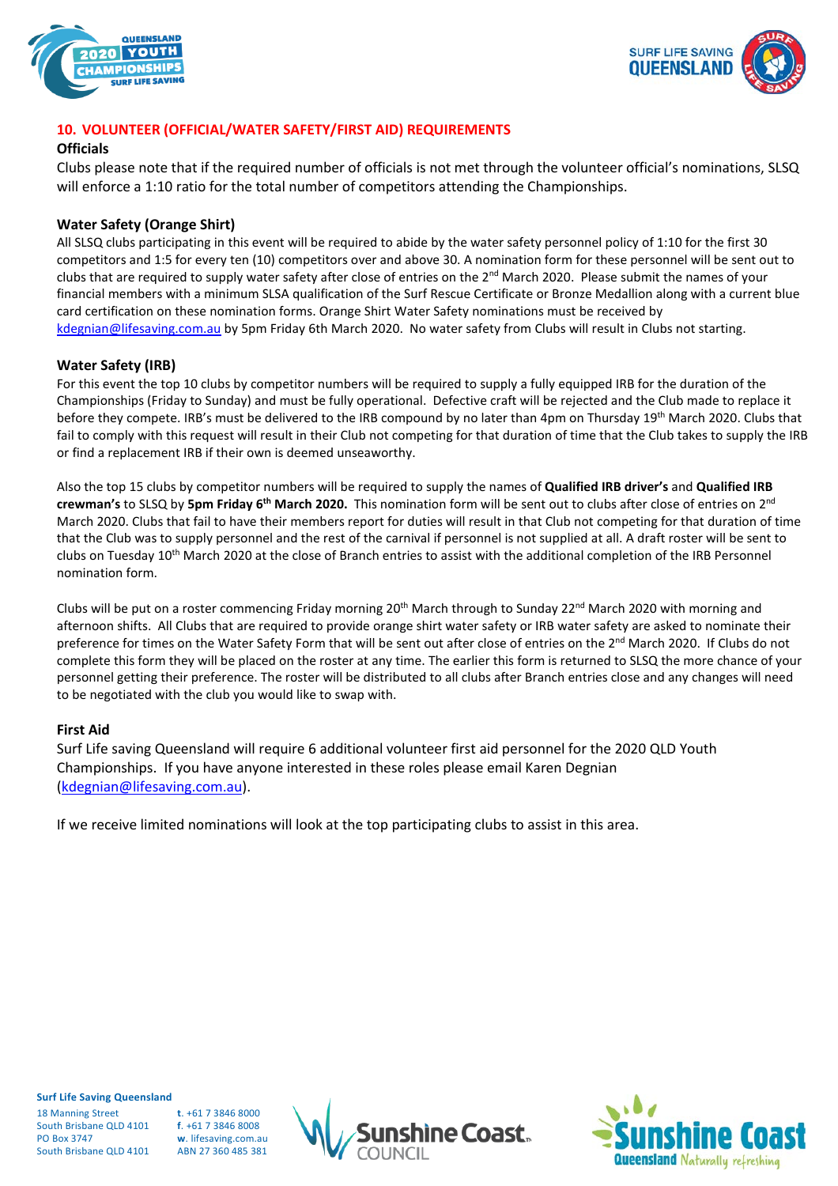## 10. VOLUNTEER (OFFICIAL/WATER SAFETY/FIRST AID) REQUIREMENTS

### Officials

Clubs please note that if the required number of officials is not met through the volunteer official's nominations, SLSQ will enforce a 1:10 ratio for the total number of competitors attending the Championships.

### Water Safety (Orange Shirt)

All SLSQ clubs participating in this event will be required to abide by the water safety personnel policy of 1:10 for the first 30 competitors and 1:5 for every ten (10) competitors over and above 30. A nomination form for these personnel will be sent out to clubs that are required to supply water safety after close of entries on the 2nd March 2020. Please submit the names of your financial members with a minimum SLSA qualification of the Surf Rescue Certificate or Bronze Medallion along with a current blue card certification on these nomination forms. Orange Shirt Water Safety nominations must be received by kdegnian@lifesaving.com.au by 5pm Friday 6th March 2020. No water safety from Clubs will result in Clubs not starting.

### Water Safety (IRB)

For this event the top 10 clubs by competitor numbers will be required to supply a fully equipped IRB for the duration of the Championships (Friday to Sunday) and must be fully operational. Defective craft will be rejected and the Club made to replace it before they compete. IRB's must be delivered to the IRB compound by no later than 4pm on Thursday 19th March 2020. Clubs that fail to comply with this request will result in their Club not competing for that duration of time that the Club takes to supply the IRB or find a replacement IRB if their own is deemed unseaworthy.

Also the top 15 clubs by competitor numbers will be required to supply the names of **Qualified IRB driver's** and **Qualified IRB crewman's** to SLSQ by **5pm Friday 6th March 2020.** This nomination form will be sent out to clubs after close of entries on 2nd March 2020. Clubs that fail to have their members report for duties will result in that Club not competing for that duration of time that the Club was to supply personnel and the rest of the carnival if personnel is not supplied at all. A draft roster will be sent to clubs on Tuesday 10th March 2020 at the close of Branch entries to assist with the additional completion of the IRB Personnel nomination form.

Clubs will be put on a roster commencing Friday morning 20th March through to Sunday 22nd March 2020 with morning and afternoon shifts. All Clubs that are required to provide orange shirt water safety or IRB water safety are asked to nominate their preference for times on the Water Safety Form that will be sent out after close of entries on the 2nd March 2020. If Clubs do not complete this form they will be placed on the roster at any time. The earlier this form is returned to SLSQ the more chance of your personnel getting their preference. The roster will be distributed to all clubs after Branch entries close and any changes will need to be negotiated with the club you would like to swap with.

### First Aid

Surf Life saving Queensland will require 6 additional volunteer first aid personnel for the 2020 QLD Youth Championships. If you have anyone interested in these roles please email Karen Degnian (kdegnian@lifesaving.com.au).

If we receive limited nominations will look at the top participating clubs to assist in this area.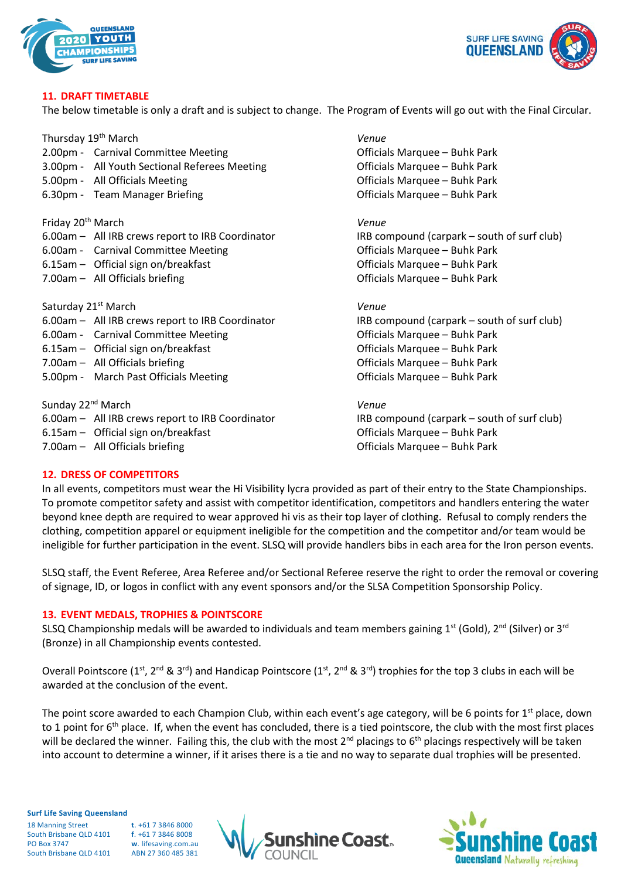## 11. DRAFT TIMETABLE

The below timetable is only a draft and is subject to change. The Program of Events will go out with the Final Circular.

| Thursday 19th March | *Venue* |
|---|---|
| 2.00pm - Carnival Committee Meeting | Officials Marquee – Buhk Park |
| 3.00pm - All Youth Sectional Referees Meeting | Officials Marquee – Buhk Park |
| 5.00pm - All Officials Meeting | Officials Marquee – Buhk Park |
| 6.30pm - Team Manager Briefing | Officials Marquee – Buhk Park |

| Friday 20th March | *Venue* |
|---|---|
| 6.00am – All IRB crews report to IRB Coordinator | IRB compound (carpark – south of surf club) |
| 6.00am - Carnival Committee Meeting | Officials Marquee – Buhk Park |
| 6.15am – Official sign on/breakfast | Officials Marquee – Buhk Park |
| 7.00am – All Officials briefing | Officials Marquee – Buhk Park |

| Saturday 21st March | *Venue* |
|---|---|
| 6.00am – All IRB crews report to IRB Coordinator | IRB compound (carpark – south of surf club) |
| 6.00am - Carnival Committee Meeting | Officials Marquee – Buhk Park |
| 6.15am – Official sign on/breakfast | Officials Marquee – Buhk Park |
| 7.00am – All Officials briefing | Officials Marquee – Buhk Park |
| 5.00pm - March Past Officials Meeting | Officials Marquee – Buhk Park |

| Sunday 22nd March | *Venue* |
|---|---|
| 6.00am – All IRB crews report to IRB Coordinator | IRB compound (carpark – south of surf club) |
| 6.15am – Official sign on/breakfast | Officials Marquee – Buhk Park |
| 7.00am – All Officials briefing | Officials Marquee – Buhk Park |

## 12. DRESS OF COMPETITORS

In all events, competitors must wear the Hi Visibility lycra provided as part of their entry to the State Championships. To promote competitor safety and assist with competitor identification, competitors and handlers entering the water beyond knee depth are required to wear approved hi vis as their top layer of clothing. Refusal to comply renders the clothing, competition apparel or equipment ineligible for the competition and the competitor and/or team would be ineligible for further participation in the event. SLSQ will provide handlers bibs in each area for the Iron person events.

SLSQ staff, the Event Referee, Area Referee and/or Sectional Referee reserve the right to order the removal or covering of signage, ID, or logos in conflict with any event sponsors and/or the SLSA Competition Sponsorship Policy.

## 13. EVENT MEDALS, TROPHIES & POINTSCORE

SLSQ Championship medals will be awarded to individuals and team members gaining 1st (Gold), 2nd (Silver) or 3rd (Bronze) in all Championship events contested.

Overall Pointscore (1st, 2nd & 3rd) and Handicap Pointscore (1st, 2nd & 3rd) trophies for the top 3 clubs in each will be awarded at the conclusion of the event.

The point score awarded to each Champion Club, within each event's age category, will be 6 points for 1st place, down to 1 point for 6th place. If, when the event has concluded, there is a tied pointscore, the club with the most first places will be declared the winner. Failing this, the club with the most 2nd placings to 6th placings respectively will be taken into account to determine a winner, if it arises there is a tie and no way to separate dual trophies will be presented.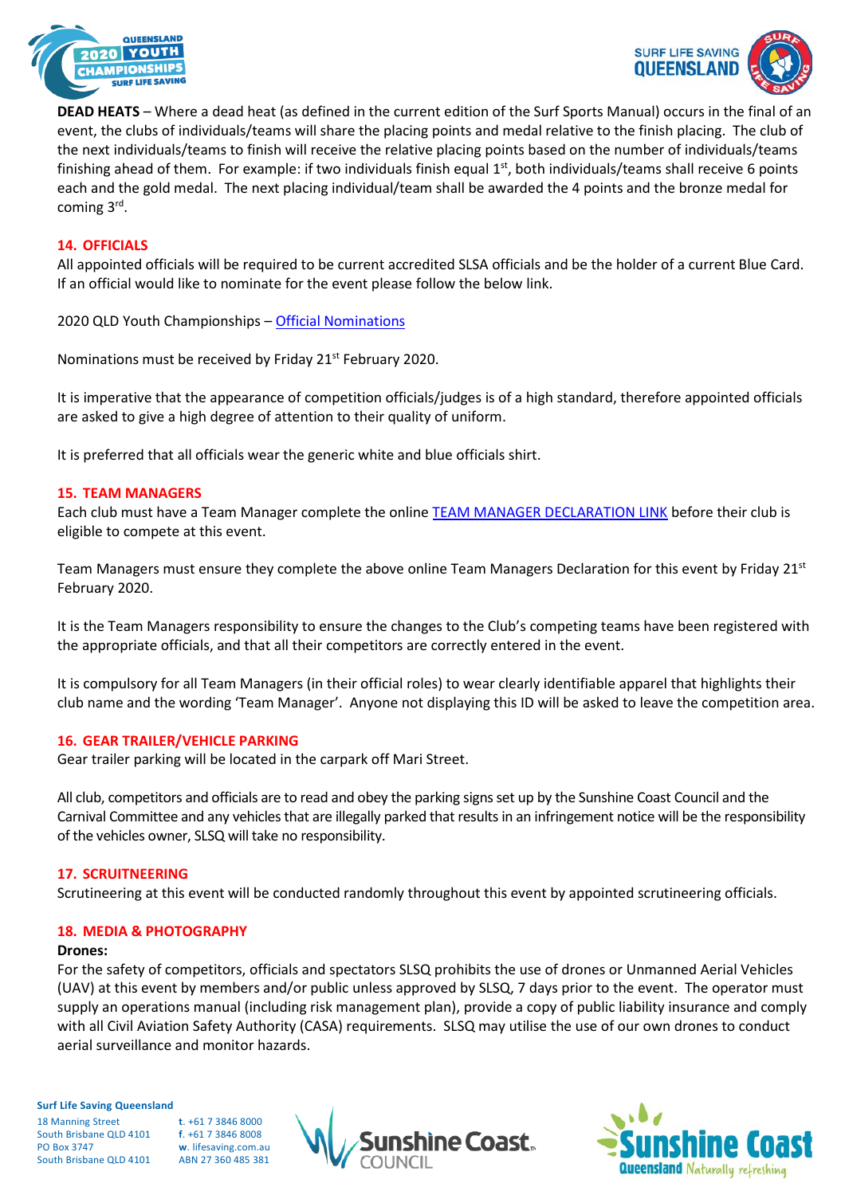**DEAD HEATS** – Where a dead heat (as defined in the current edition of the Surf Sports Manual) occurs in the final of an event, the clubs of individuals/teams will share the placing points and medal relative to the finish placing. The club of the next individuals/teams to finish will receive the relative placing points based on the number of individuals/teams finishing ahead of them. For example: if two individuals finish equal 1st, both individuals/teams shall receive 6 points each and the gold medal. The next placing individual/team shall be awarded the 4 points and the bronze medal for coming 3rd.

## 14. OFFICIALS

All appointed officials will be required to be current accredited SLSA officials and be the holder of a current Blue Card. If an official would like to nominate for the event please follow the below link.

2020 QLD Youth Championships – Official Nominations

Nominations must be received by Friday 21st February 2020.

It is imperative that the appearance of competition officials/judges is of a high standard, therefore appointed officials are asked to give a high degree of attention to their quality of uniform.

It is preferred that all officials wear the generic white and blue officials shirt.

## 15. TEAM MANAGERS

Each club must have a Team Manager complete the online TEAM MANAGER DECLARATION LINK before their club is eligible to compete at this event.

Team Managers must ensure they complete the above online Team Managers Declaration for this event by Friday 21st February 2020.

It is the Team Managers responsibility to ensure the changes to the Club's competing teams have been registered with the appropriate officials, and that all their competitors are correctly entered in the event.

It is compulsory for all Team Managers (in their official roles) to wear clearly identifiable apparel that highlights their club name and the wording 'Team Manager'. Anyone not displaying this ID will be asked to leave the competition area.

## 16. GEAR TRAILER/VEHICLE PARKING

Gear trailer parking will be located in the carpark off Mari Street.

All club, competitors and officials are to read and obey the parking signs set up by the Sunshine Coast Council and the Carnival Committee and any vehicles that are illegally parked that results in an infringement notice will be the responsibility of the vehicles owner, SLSQ will take no responsibility.

## 17. SCRUITNEERING

Scrutineering at this event will be conducted randomly throughout this event by appointed scrutineering officials.

## 18. MEDIA & PHOTOGRAPHY

**Drones:**

For the safety of competitors, officials and spectators SLSQ prohibits the use of drones or Unmanned Aerial Vehicles (UAV) at this event by members and/or public unless approved by SLSQ, 7 days prior to the event. The operator must supply an operations manual (including risk management plan), provide a copy of public liability insurance and comply with all Civil Aviation Safety Authority (CASA) requirements. SLSQ may utilise the use of our own drones to conduct aerial surveillance and monitor hazards.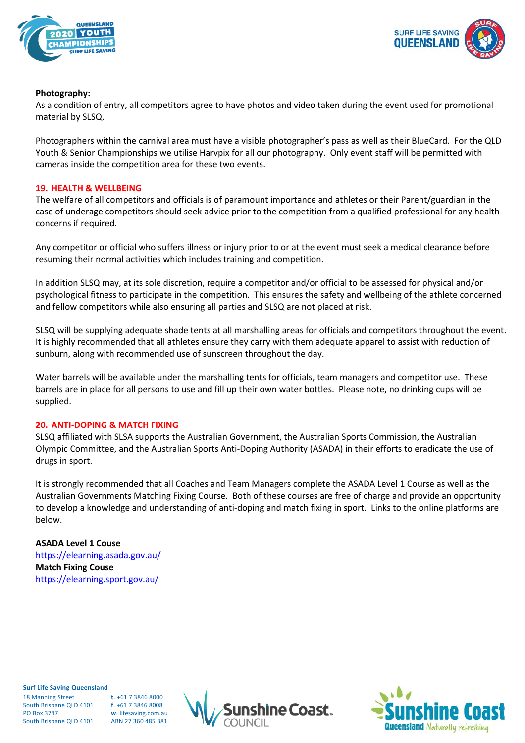**Photography:**

As a condition of entry, all competitors agree to have photos and video taken during the event used for promotional material by SLSQ.

Photographers within the carnival area must have a visible photographer's pass as well as their BlueCard. For the QLD Youth & Senior Championships we utilise Harvpix for all our photography. Only event staff will be permitted with cameras inside the competition area for these two events.

## 19. HEALTH & WELLBEING

The welfare of all competitors and officials is of paramount importance and athletes or their Parent/guardian in the case of underage competitors should seek advice prior to the competition from a qualified professional for any health concerns if required.

Any competitor or official who suffers illness or injury prior to or at the event must seek a medical clearance before resuming their normal activities which includes training and competition.

In addition SLSQ may, at its sole discretion, require a competitor and/or official to be assessed for physical and/or psychological fitness to participate in the competition. This ensures the safety and wellbeing of the athlete concerned and fellow competitors while also ensuring all parties and SLSQ are not placed at risk.

SLSQ will be supplying adequate shade tents at all marshalling areas for officials and competitors throughout the event. It is highly recommended that all athletes ensure they carry with them adequate apparel to assist with reduction of sunburn, along with recommended use of sunscreen throughout the day.

Water barrels will be available under the marshalling tents for officials, team managers and competitor use. These barrels are in place for all persons to use and fill up their own water bottles. Please note, no drinking cups will be supplied.

## 20. ANTI-DOPING & MATCH FIXING

SLSQ affiliated with SLSA supports the Australian Government, the Australian Sports Commission, the Australian Olympic Committee, and the Australian Sports Anti-Doping Authority (ASADA) in their efforts to eradicate the use of drugs in sport.

It is strongly recommended that all Coaches and Team Managers complete the ASADA Level 1 Course as well as the Australian Governments Matching Fixing Course. Both of these courses are free of charge and provide an opportunity to develop a knowledge and understanding of anti-doping and match fixing in sport. Links to the online platforms are below.

**ASADA Level 1 Couse**
https://elearning.asada.gov.au/
**Match Fixing Couse**
https://elearning.sport.gov.au/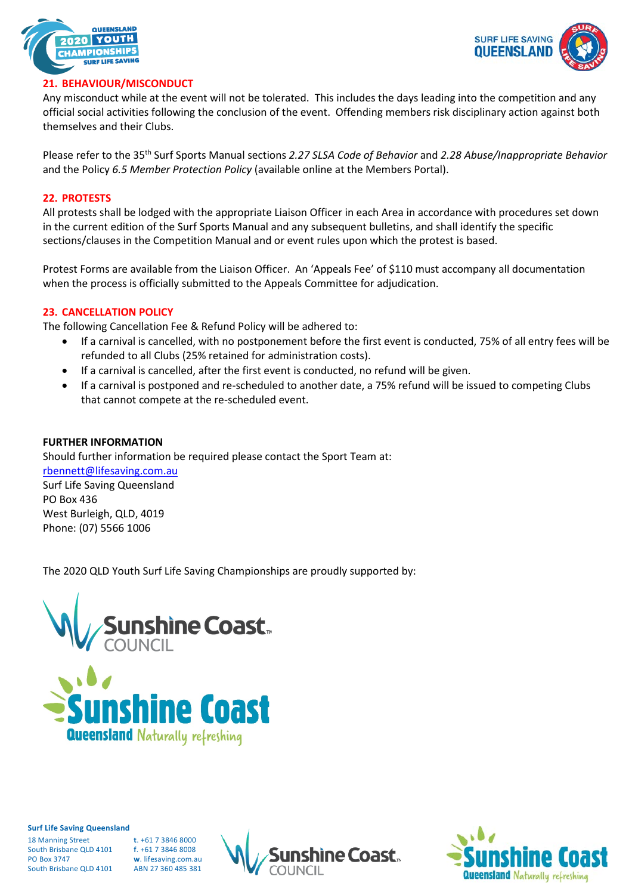## 21. BEHAVIOUR/MISCONDUCT

Any misconduct while at the event will not be tolerated. This includes the days leading into the competition and any official social activities following the conclusion of the event. Offending members risk disciplinary action against both themselves and their Clubs.

Please refer to the 35th Surf Sports Manual sections *2.27 SLSA Code of Behavior* and *2.28 Abuse/Inappropriate Behavior* and the Policy *6.5 Member Protection Policy* (available online at the Members Portal).

## 22. PROTESTS

All protests shall be lodged with the appropriate Liaison Officer in each Area in accordance with procedures set down in the current edition of the Surf Sports Manual and any subsequent bulletins, and shall identify the specific sections/clauses in the Competition Manual and or event rules upon which the protest is based.

Protest Forms are available from the Liaison Officer. An 'Appeals Fee' of $110 must accompany all documentation when the process is officially submitted to the Appeals Committee for adjudication.

## 23. CANCELLATION POLICY

The following Cancellation Fee & Refund Policy will be adhered to:

- If a carnival is cancelled, with no postponement before the first event is conducted, 75% of all entry fees will be refunded to all Clubs (25% retained for administration costs).
- If a carnival is cancelled, after the first event is conducted, no refund will be given.
- If a carnival is postponed and re-scheduled to another date, a 75% refund will be issued to competing Clubs that cannot compete at the re-scheduled event.

**FURTHER INFORMATION**

Should further information be required please contact the Sport Team at:
rbennett@lifesaving.com.au
Surf Life Saving Queensland
PO Box 436
West Burleigh, QLD, 4019
Phone: (07) 5566 1006

The 2020 QLD Youth Surf Life Saving Championships are proudly supported by:

**Surf Life Saving Queensland**
18 Manning Street
South Brisbane QLD 4101
PO Box 3747
South Brisbane QLD 4101

t. +61 7 3846 8000
f. +61 7 3846 8008
w. lifesaving.com.au
ABN 27 360 485 381